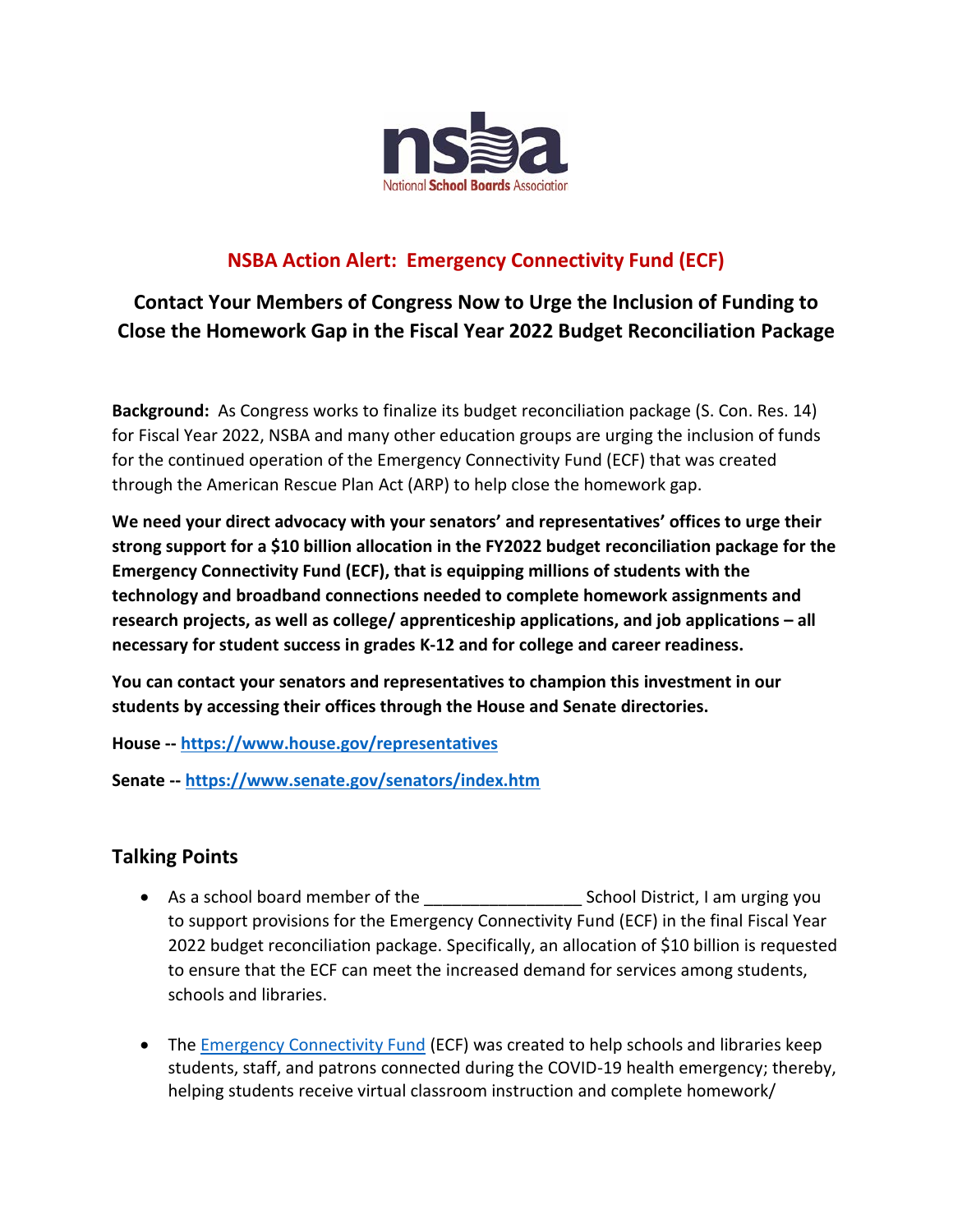nsba

National School Boards Association

## NSBA Action Alert: Emergency Connectivity Fund (ECF)

### Contact Your Members of Congress Now to Urge the Inclusion of Funding to Close the Homework Gap in the Fiscal Year 2022 Budget Reconciliation Package

**Background:** As Congress works to finalize its budget reconciliation package (S. Con. Res. 14) for Fiscal Year 2022, NSBA and many other education groups are urging the inclusion of funds for the continued operation of the Emergency Connectivity Fund (ECF) that was created through the American Rescue Plan Act (ARP) to help close the homework gap.

**We need your direct advocacy with your senators' and representatives' offices to urge their strong support for a $10 billion allocation in the FY2022 budget reconciliation package for the Emergency Connectivity Fund (ECF), that is equipping millions of students with the technology and broadband connections needed to complete homework assignments and research projects, as well as college/ apprenticeship applications, and job applications – all necessary for student success in grades K-12 and for college and career readiness.**

**You can contact your senators and representatives to champion this investment in our students by accessing their offices through the House and Senate directories.**

**House -- https://www.house.gov/representatives**

**Senate -- https://www.senate.gov/senators/index.htm**

## Talking Points

- As a school board member of the ________________ School District, I am urging you to support provisions for the Emergency Connectivity Fund (ECF) in the final Fiscal Year 2022 budget reconciliation package. Specifically, an allocation of $10 billion is requested to ensure that the ECF can meet the increased demand for services among students, schools and libraries.

- The Emergency Connectivity Fund (ECF) was created to help schools and libraries keep students, staff, and patrons connected during the COVID-19 health emergency; thereby, helping students receive virtual classroom instruction and complete homework/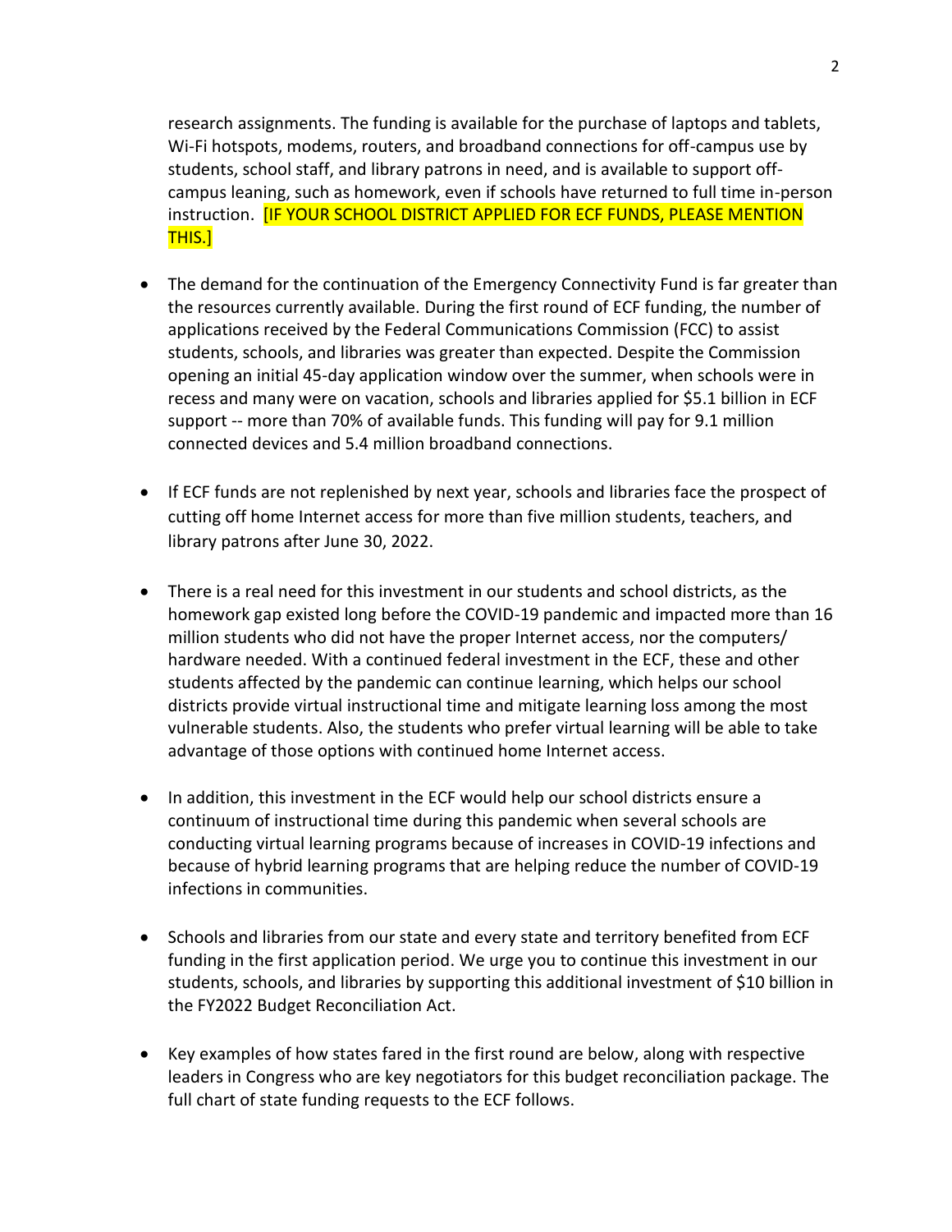research assignments. The funding is available for the purchase of laptops and tablets, Wi-Fi hotspots, modems, routers, and broadband connections for off-campus use by students, school staff, and library patrons in need, and is available to support off-campus leaning, such as homework, even if schools have returned to full time in-person instruction. [IF YOUR SCHOOL DISTRICT APPLIED FOR ECF FUNDS, PLEASE MENTION THIS.]

- The demand for the continuation of the Emergency Connectivity Fund is far greater than the resources currently available. During the first round of ECF funding, the number of applications received by the Federal Communications Commission (FCC) to assist students, schools, and libraries was greater than expected. Despite the Commission opening an initial 45-day application window over the summer, when schools were in recess and many were on vacation, schools and libraries applied for $5.1 billion in ECF support -- more than 70% of available funds. This funding will pay for 9.1 million connected devices and 5.4 million broadband connections.

- If ECF funds are not replenished by next year, schools and libraries face the prospect of cutting off home Internet access for more than five million students, teachers, and library patrons after June 30, 2022.

- There is a real need for this investment in our students and school districts, as the homework gap existed long before the COVID-19 pandemic and impacted more than 16 million students who did not have the proper Internet access, nor the computers/ hardware needed. With a continued federal investment in the ECF, these and other students affected by the pandemic can continue learning, which helps our school districts provide virtual instructional time and mitigate learning loss among the most vulnerable students. Also, the students who prefer virtual learning will be able to take advantage of those options with continued home Internet access.

- In addition, this investment in the ECF would help our school districts ensure a continuum of instructional time during this pandemic when several schools are conducting virtual learning programs because of increases in COVID-19 infections and because of hybrid learning programs that are helping reduce the number of COVID-19 infections in communities.

- Schools and libraries from our state and every state and territory benefited from ECF funding in the first application period. We urge you to continue this investment in our students, schools, and libraries by supporting this additional investment of $10 billion in the FY2022 Budget Reconciliation Act.

- Key examples of how states fared in the first round are below, along with respective leaders in Congress who are key negotiators for this budget reconciliation package. The full chart of state funding requests to the ECF follows.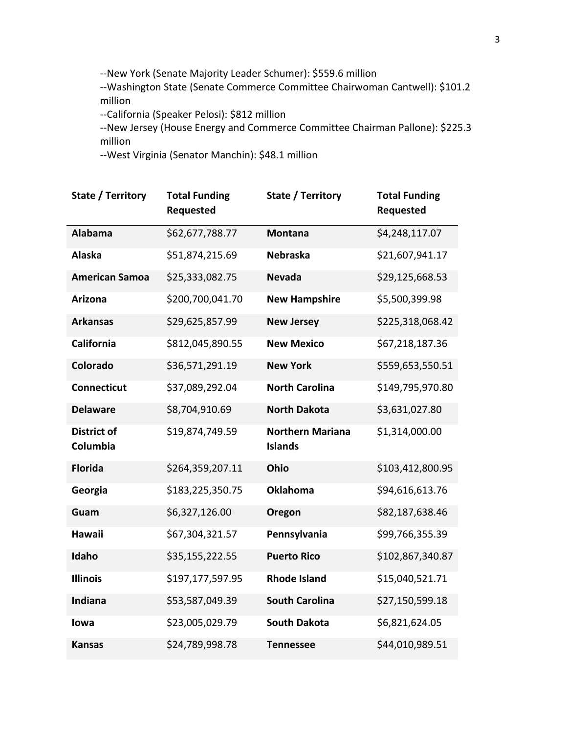--New York (Senate Majority Leader Schumer): $559.6 million
--Washington State (Senate Commerce Committee Chairwoman Cantwell): $101.2 million
--California (Speaker Pelosi): $812 million
--New Jersey (House Energy and Commerce Committee Chairman Pallone): $225.3 million
--West Virginia (Senator Manchin): $48.1 million

| State / Territory | Total Funding Requested | State / Territory | Total Funding Requested |
|---|---|---|---|
| **Alabama** | $62,677,788.77 | **Montana** | $4,248,117.07 |
| **Alaska** | $51,874,215.69 | **Nebraska** | $21,607,941.17 |
| **American Samoa** | $25,333,082.75 | **Nevada** | $29,125,668.53 |
| **Arizona** | $200,700,041.70 | **New Hampshire** | $5,500,399.98 |
| **Arkansas** | $29,625,857.99 | **New Jersey** | $225,318,068.42 |
| **California** | $812,045,890.55 | **New Mexico** | $67,218,187.36 |
| **Colorado** | $36,571,291.19 | **New York** | $559,653,550.51 |
| **Connecticut** | $37,089,292.04 | **North Carolina** | $149,795,970.80 |
| **Delaware** | $8,704,910.69 | **North Dakota** | $3,631,027.80 |
| **District of Columbia** | $19,874,749.59 | **Northern Mariana Islands** | $1,314,000.00 |
| **Florida** | $264,359,207.11 | **Ohio** | $103,412,800.95 |
| **Georgia** | $183,225,350.75 | **Oklahoma** | $94,616,613.76 |
| **Guam** | $6,327,126.00 | **Oregon** | $82,187,638.46 |
| **Hawaii** | $67,304,321.57 | **Pennsylvania** | $99,766,355.39 |
| **Idaho** | $35,155,222.55 | **Puerto Rico** | $102,867,340.87 |
| **Illinois** | $197,177,597.95 | **Rhode Island** | $15,040,521.71 |
| **Indiana** | $53,587,049.39 | **South Carolina** | $27,150,599.18 |
| **Iowa** | $23,005,029.79 | **South Dakota** | $6,821,624.05 |
| **Kansas** | $24,789,998.78 | **Tennessee** | $44,010,989.51 |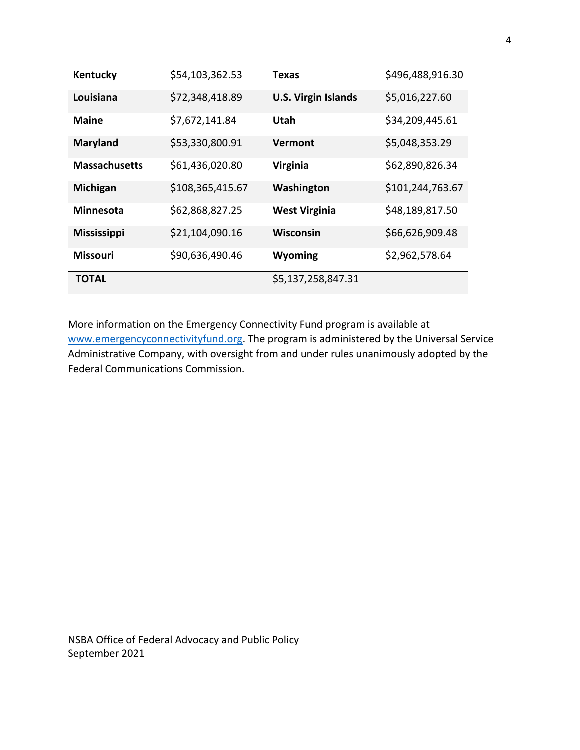| | | | |
|---|---|---|---|
| **Kentucky** | $54,103,362.53 | **Texas** | $496,488,916.30 |
| **Louisiana** | $72,348,418.89 | **U.S. Virgin Islands** | $5,016,227.60 |
| **Maine** | $7,672,141.84 | **Utah** | $34,209,445.61 |
| **Maryland** | $53,330,800.91 | **Vermont** | $5,048,353.29 |
| **Massachusetts** | $61,436,020.80 | **Virginia** | $62,890,826.34 |
| **Michigan** | $108,365,415.67 | **Washington** | $101,244,763.67 |
| **Minnesota** | $62,868,827.25 | **West Virginia** | $48,189,817.50 |
| **Mississippi** | $21,104,090.16 | **Wisconsin** | $66,626,909.48 |
| **Missouri** | $90,636,490.46 | **Wyoming** | $2,962,578.64 |
| **TOTAL** | | $5,137,258,847.31 | |

More information on the Emergency Connectivity Fund program is available at www.emergencyconnectivityfund.org. The program is administered by the Universal Service Administrative Company, with oversight from and under rules unanimously adopted by the Federal Communications Commission.

NSBA Office of Federal Advocacy and Public Policy
September 2021